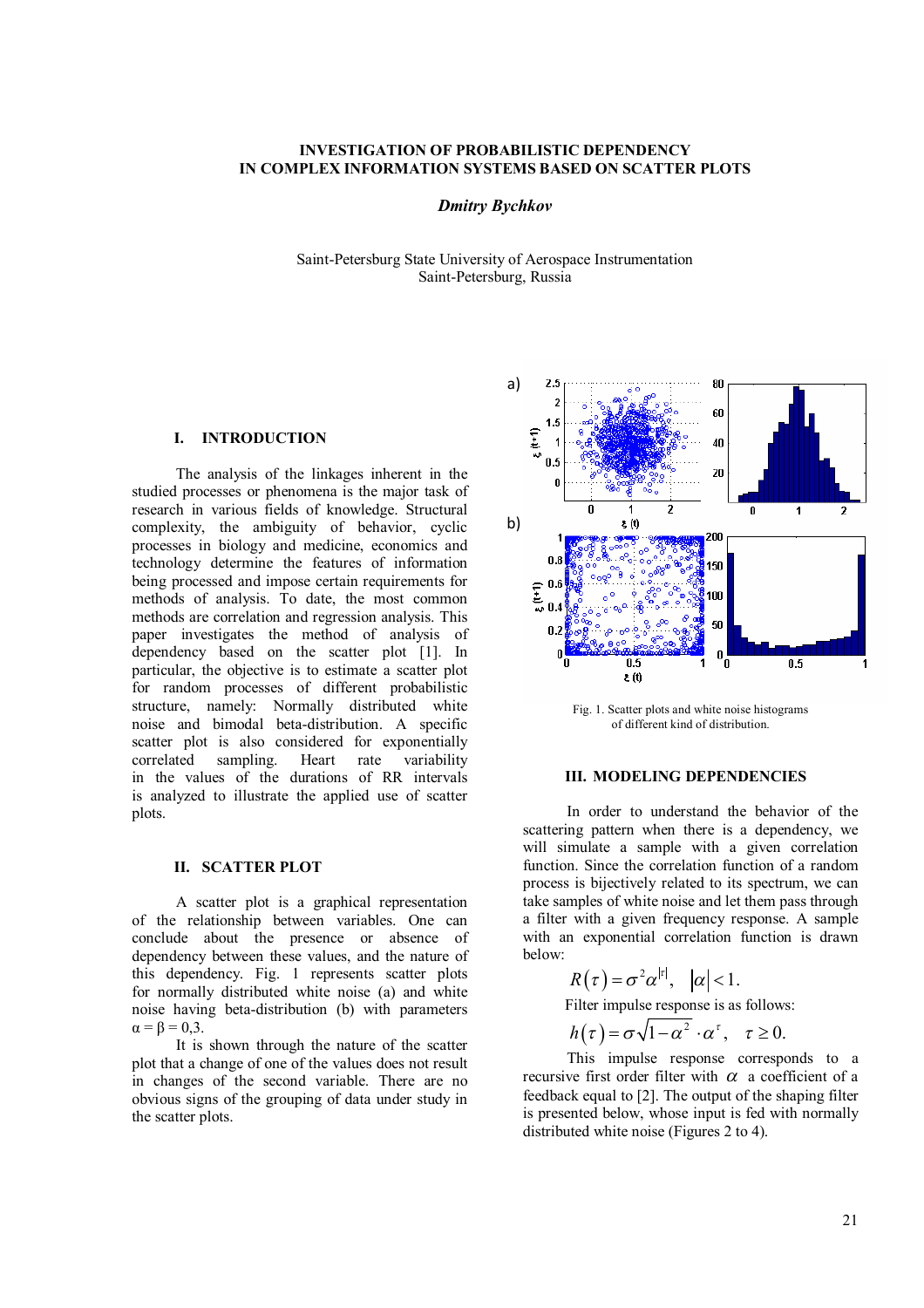# INVESTIGATION OF PROBABILISTIC DEPENDENCY IN COMPLEX INFORMATION SYSTEMS BASED ON SCATTER PLOTS

*Dmitry Bychkov*

Saint-Petersburg State University of Aerospace Instrumentation
Saint-Petersburg, Russia

## I. INTRODUCTION

The analysis of the linkages inherent in the studied processes or phenomena is the major task of research in various fields of knowledge. Structural complexity, the ambiguity of behavior, cyclic processes in biology and medicine, economics and technology determine the features of information being processed and impose certain requirements for methods of analysis. To date, the most common methods are correlation and regression analysis. This paper investigates the method of analysis of dependency based on the scatter plot [1]. In particular, the objective is to estimate a scatter plot for random processes of different probabilistic structure, namely: Normally distributed white noise and bimodal beta-distribution. A specific scatter plot is also considered for exponentially correlated sampling. Heart rate variability in the values of the durations of RR intervals is analyzed to illustrate the applied use of scatter plots.

## II. SCATTER PLOT

A scatter plot is a graphical representation of the relationship between variables. One can conclude about the presence or absence of dependency between these values, and the nature of this dependency. Fig. 1 represents scatter plots for normally distributed white noise (a) and white noise having beta-distribution (b) with parameters $\alpha = \beta = 0{,}3$.

It is shown through the nature of the scatter plot that a change of one of the values does not result in changes of the second variable. There are no obvious signs of the grouping of data under study in the scatter plots.

Fig. 1. Scatter plots and white noise histograms of different kind of distribution.

## III. MODELING DEPENDENCIES

In order to understand the behavior of the scattering pattern when there is a dependency, we will simulate a sample with a given correlation function. Since the correlation function of a random process is bijectively related to its spectrum, we can take samples of white noise and let them pass through a filter with a given frequency response. A sample with an exponential correlation function is drawn below:

$$R(\tau) = \sigma^2 \alpha^{|\tau|}, \quad |\alpha| < 1.$$

Filter impulse response is as follows:

$$h(\tau) = \sigma\sqrt{1-\alpha^2} \cdot \alpha^{\tau}, \quad \tau \ge 0.$$

This impulse response corresponds to a recursive first order filter with $\alpha$ a coefficient of a feedback equal to [2]. The output of the shaping filter is presented below, whose input is fed with normally distributed white noise (Figures 2 to 4).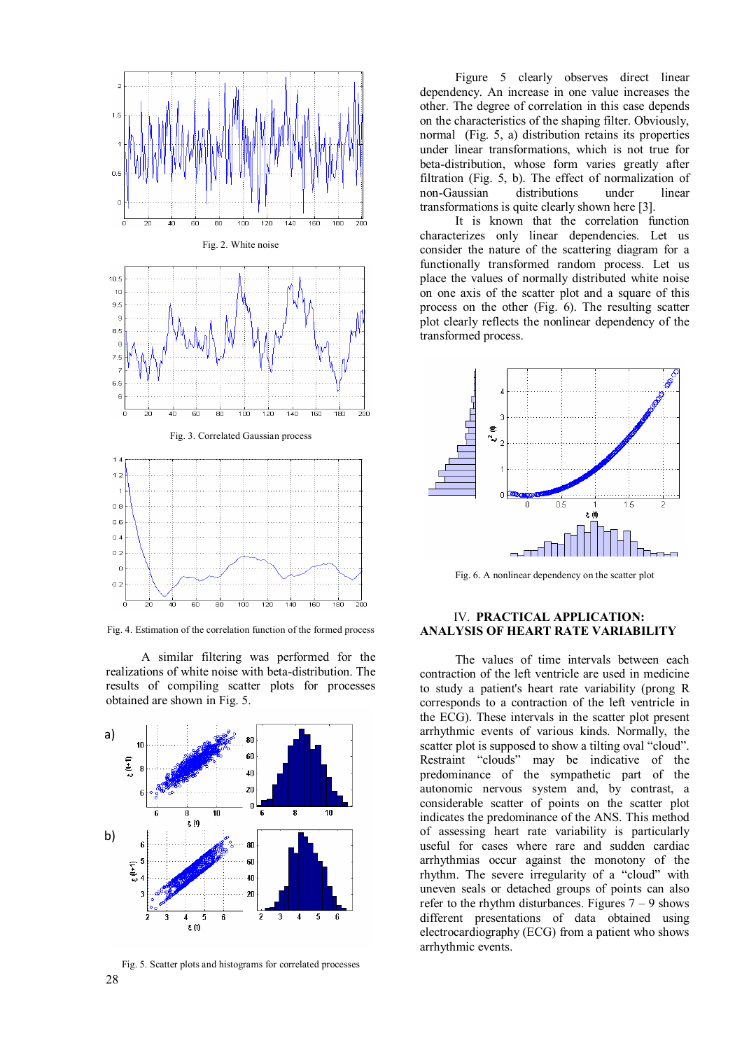Fig. 2. White noise

Fig. 3. Correlated Gaussian process

Fig. 4. Estimation of the correlation function of the formed process

A similar filtering was performed for the realizations of white noise with beta-distribution. The results of compiling scatter plots for processes obtained are shown in Fig. 5.

Fig. 5. Scatter plots and histograms for correlated processes

Figure 5 clearly observes direct linear dependency. An increase in one value increases the other. The degree of correlation in this case depends on the characteristics of the shaping filter. Obviously, normal (Fig. 5, a) distribution retains its properties under linear transformations, which is not true for beta-distribution, whose form varies greatly after filtration (Fig. 5, b). The effect of normalization of non-Gaussian distributions under linear transformations is quite clearly shown here [3].

It is known that the correlation function characterizes only linear dependencies. Let us consider the nature of the scattering diagram for a functionally transformed random process. Let us place the values of normally distributed white noise on one axis of the scatter plot and a square of this process on the other (Fig. 6). The resulting scatter plot clearly reflects the nonlinear dependency of the transformed process.

Fig. 6. A nonlinear dependency on the scatter plot

## IV. PRACTICAL APPLICATION: ANALYSIS OF HEART RATE VARIABILITY

The values of time intervals between each contraction of the left ventricle are used in medicine to study a patient's heart rate variability (prong R corresponds to a contraction of the left ventricle in the ECG). These intervals in the scatter plot present arrhythmic events of various kinds. Normally, the scatter plot is supposed to show a tilting oval "cloud". Restraint "clouds" may be indicative of the predominance of the sympathetic part of the autonomic nervous system and, by contrast, a considerable scatter of points on the scatter plot indicates the predominance of the ANS. This method of assessing heart rate variability is particularly useful for cases where rare and sudden cardiac arrhythmias occur against the monotony of the rhythm. The severe irregularity of a "cloud" with uneven seals or detached groups of points can also refer to the rhythm disturbances. Figures 7 – 9 shows different presentations of data obtained using electrocardiography (ECG) from a patient who shows arrhythmic events.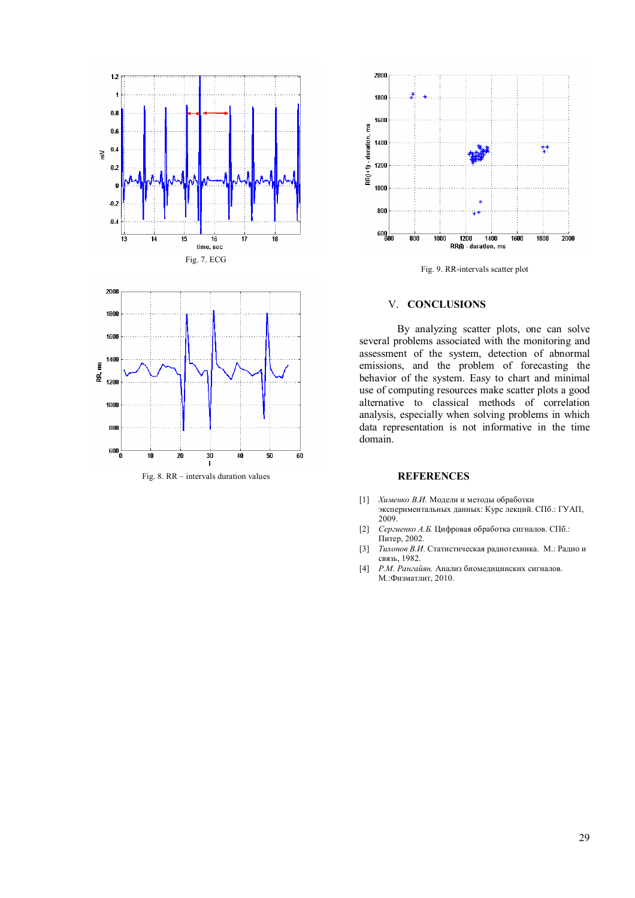1.2
1
0.8
0.6
0.4
0.2
0
-0.2
-0.4
mV
13
14
15
16
17
18
time, sec

Fig. 7. ECG

2000
1800
1600
1400
1200
1000
800
600
RR, ms
0
10
20
30
40
50
60
i

Fig. 8. RR – intervals duration values

2000
1800
1600
1400
1200
1000
800
600
RR(i+1) - duration, ms
600
800
1000
1200
1400
1600
1800
2000
RR(i) - duration, ms

Fig. 9. RR-intervals scatter plot

## V. CONCLUSIONS

By analyzing scatter plots, one can solve several problems associated with the monitoring and assessment of the system, detection of abnormal emissions, and the problem of forecasting the behavior of the system. Easy to chart and minimal use of computing resources make scatter plots a good alternative to classical methods of correlation analysis, especially when solving problems in which data representation is not informative in the time domain.

## REFERENCES

[1] *Хименко В.И.* Модели и методы обработки экспериментальных данных: Курс лекций. СПб.: ГУАП, 2009.

[2] *Сергиенко А.Б.* Цифровая обработка сигналов. СПб.: Питер, 2002.

[3] *Тихонов В.И.* Статистическая радиотехника. М.: Радио и связь, 1982.

[4] *Р.М. Рангайян.* Анализ биомедицинских сигналов. М.:Физматлит, 2010.